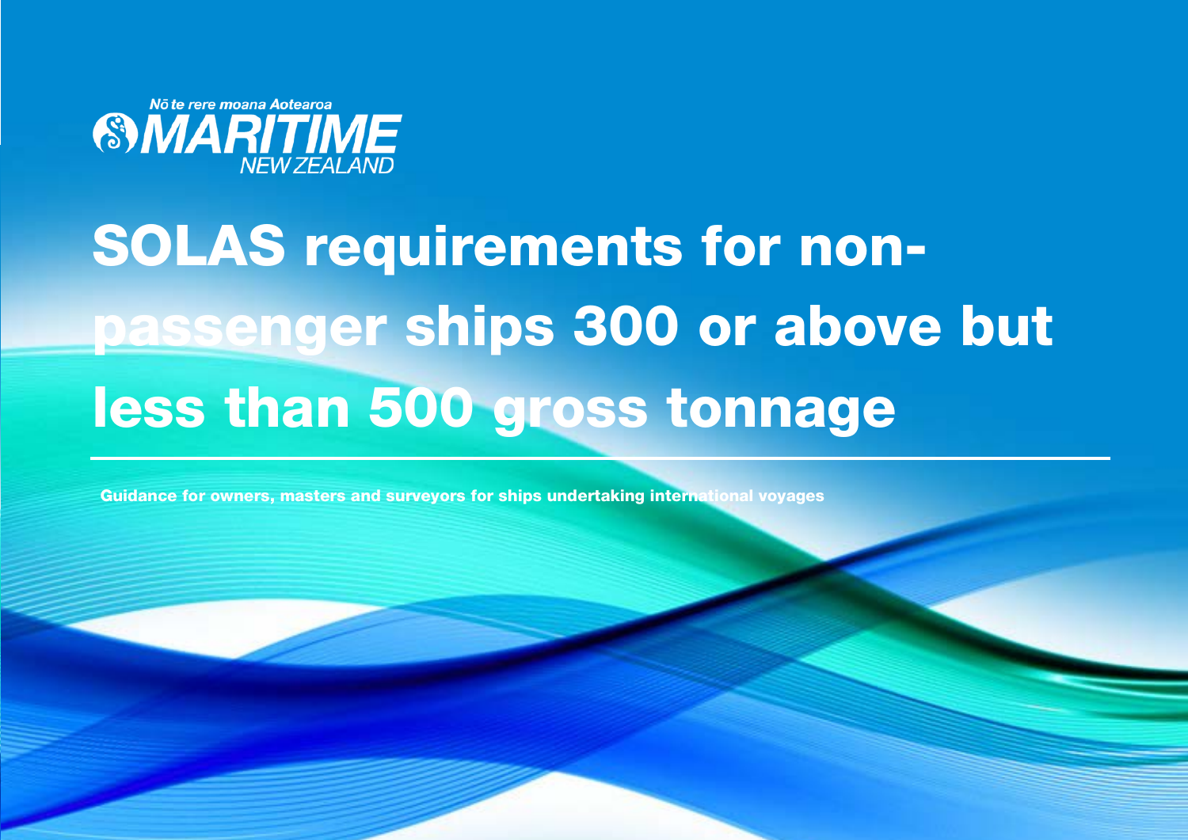Nō te rere moana Aotearoa

MARITIME NEW ZEALAND

# SOLAS requirements for non-passenger ships 300 or above but less than 500 gross tonnage

**Guidance for owners, masters and surveyors for ships undertaking international voyages**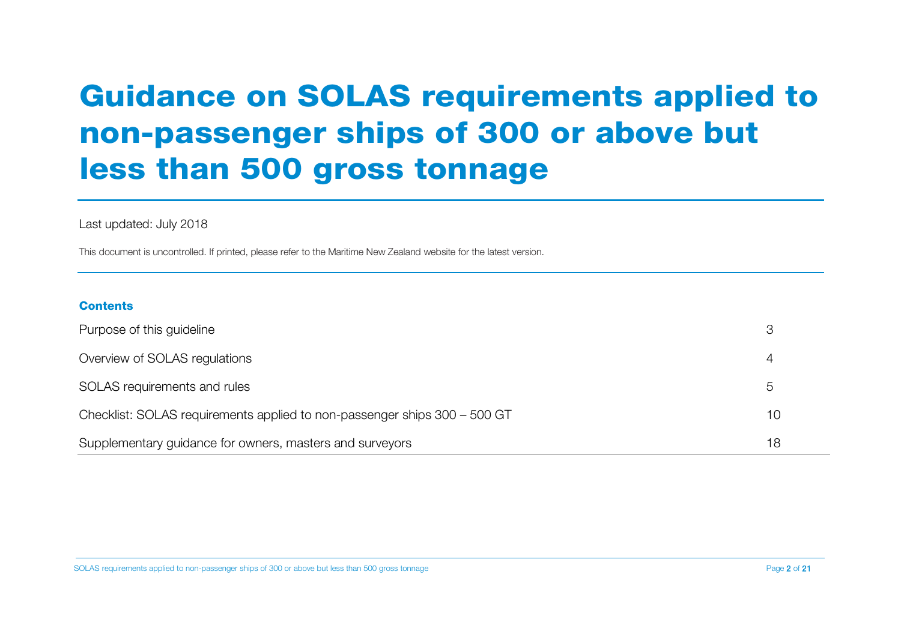# Guidance on SOLAS requirements applied to non-passenger ships of 300 or above but less than 500 gross tonnage

Last updated: July 2018

This document is uncontrolled. If printed, please refer to the Maritime New Zealand website for the latest version.

**Contents**

| | |
|---|---|
| Purpose of this guideline | 3 |
| Overview of SOLAS regulations | 4 |
| SOLAS requirements and rules | 5 |
| Checklist: SOLAS requirements applied to non-passenger ships 300 – 500 GT | 10 |
| Supplementary guidance for owners, masters and surveyors | 18 |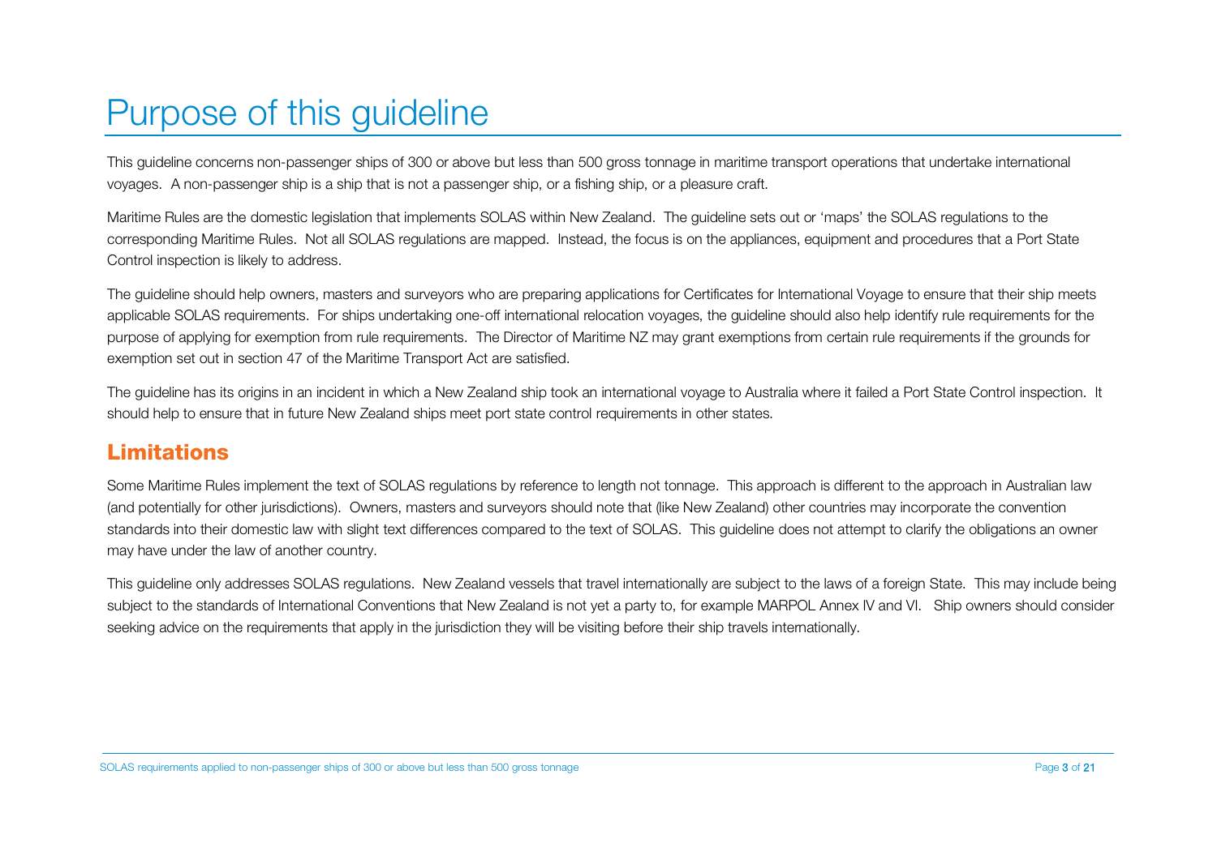# Purpose of this guideline

This guideline concerns non-passenger ships of 300 or above but less than 500 gross tonnage in maritime transport operations that undertake international voyages. A non-passenger ship is a ship that is not a passenger ship, or a fishing ship, or a pleasure craft.

Maritime Rules are the domestic legislation that implements SOLAS within New Zealand. The guideline sets out or 'maps' the SOLAS regulations to the corresponding Maritime Rules. Not all SOLAS regulations are mapped. Instead, the focus is on the appliances, equipment and procedures that a Port State Control inspection is likely to address.

The guideline should help owners, masters and surveyors who are preparing applications for Certificates for International Voyage to ensure that their ship meets applicable SOLAS requirements. For ships undertaking one-off international relocation voyages, the guideline should also help identify rule requirements for the purpose of applying for exemption from rule requirements. The Director of Maritime NZ may grant exemptions from certain rule requirements if the grounds for exemption set out in section 47 of the Maritime Transport Act are satisfied.

The guideline has its origins in an incident in which a New Zealand ship took an international voyage to Australia where it failed a Port State Control inspection. It should help to ensure that in future New Zealand ships meet port state control requirements in other states.

## Limitations

Some Maritime Rules implement the text of SOLAS regulations by reference to length not tonnage. This approach is different to the approach in Australian law (and potentially for other jurisdictions). Owners, masters and surveyors should note that (like New Zealand) other countries may incorporate the convention standards into their domestic law with slight text differences compared to the text of SOLAS. This guideline does not attempt to clarify the obligations an owner may have under the law of another country.

This guideline only addresses SOLAS regulations. New Zealand vessels that travel internationally are subject to the laws of a foreign State. This may include being subject to the standards of International Conventions that New Zealand is not yet a party to, for example MARPOL Annex IV and VI. Ship owners should consider seeking advice on the requirements that apply in the jurisdiction they will be visiting before their ship travels internationally.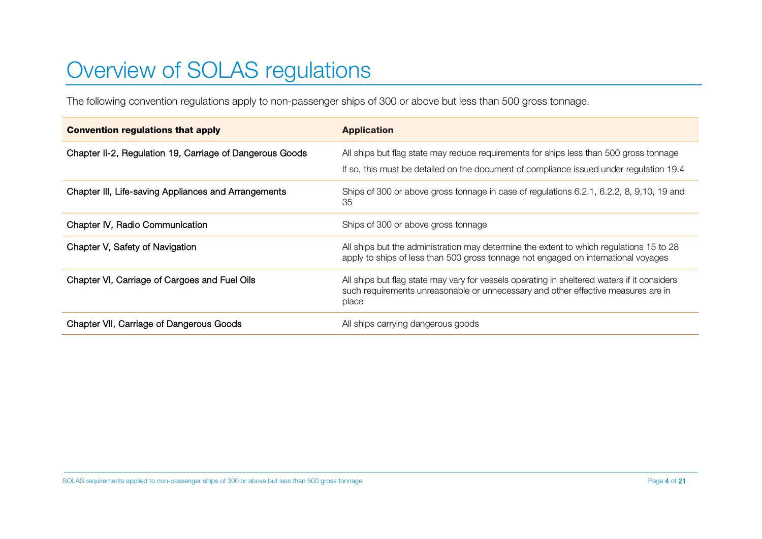# Overview of SOLAS regulations

The following convention regulations apply to non-passenger ships of 300 or above but less than 500 gross tonnage.

| Convention regulations that apply | Application |
|---|---|
| Chapter II-2, Regulation 19, Carriage of Dangerous Goods | All ships but flag state may reduce requirements for ships less than 500 gross tonnage<br>If so, this must be detailed on the document of compliance issued under regulation 19.4 |
| Chapter III, Life-saving Appliances and Arrangements | Ships of 300 or above gross tonnage in case of regulations 6.2.1, 6.2.2, 8, 9,10, 19 and 35 |
| Chapter IV, Radio Communication | Ships of 300 or above gross tonnage |
| Chapter V, Safety of Navigation | All ships but the administration may determine the extent to which regulations 15 to 28 apply to ships of less than 500 gross tonnage not engaged on international voyages |
| Chapter VI, Carriage of Cargoes and Fuel Oils | All ships but flag state may vary for vessels operating in sheltered waters if it considers such requirements unreasonable or unnecessary and other effective measures are in place |
| Chapter VII, Carriage of Dangerous Goods | All ships carrying dangerous goods |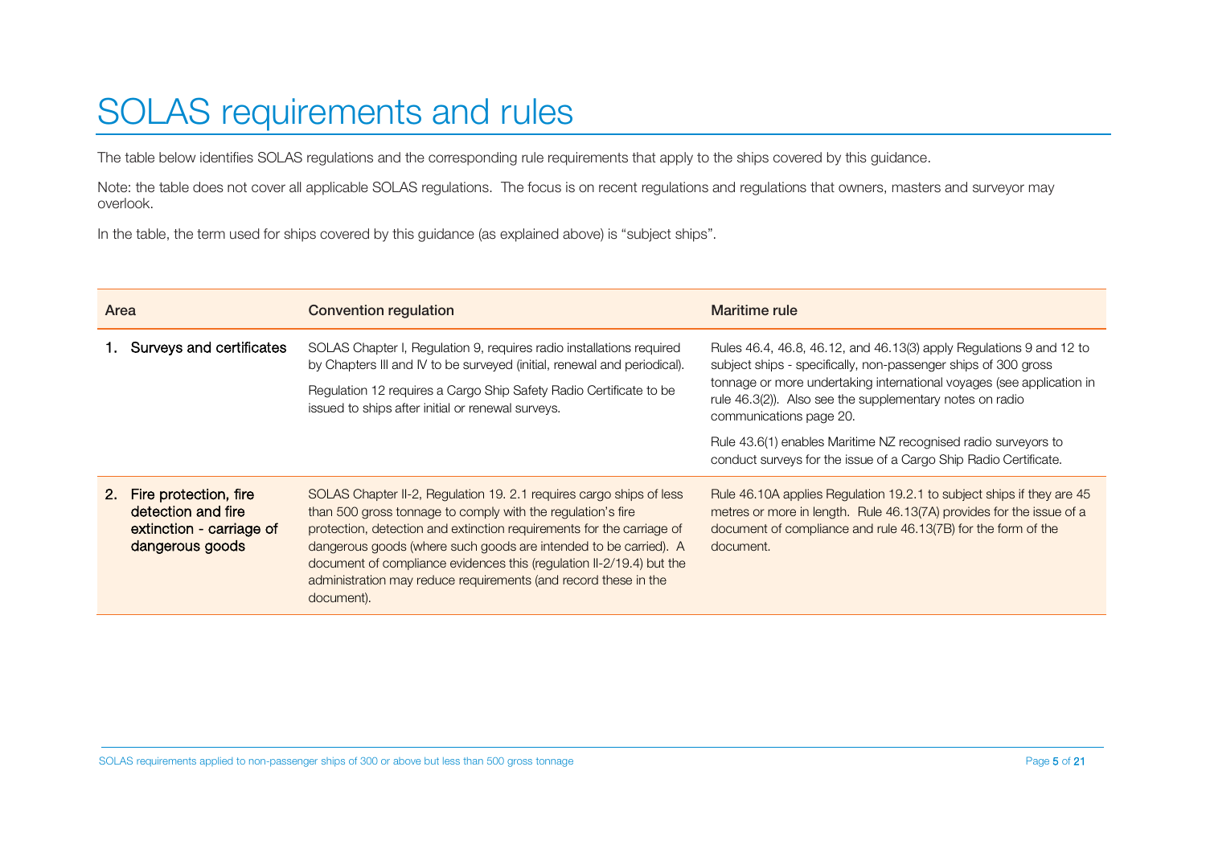# SOLAS requirements and rules

The table below identifies SOLAS regulations and the corresponding rule requirements that apply to the ships covered by this guidance.

Note: the table does not cover all applicable SOLAS regulations. The focus is on recent regulations and regulations that owners, masters and surveyor may overlook.

In the table, the term used for ships covered by this guidance (as explained above) is "subject ships".

| Area | Convention regulation | Maritime rule |
| --- | --- | --- |
| **1. Surveys and certificates** | SOLAS Chapter I, Regulation 9, requires radio installations required by Chapters III and IV to be surveyed (initial, renewal and periodical).<br><br>Regulation 12 requires a Cargo Ship Safety Radio Certificate to be issued to ships after initial or renewal surveys. | Rules 46.4, 46.8, 46.12, and 46.13(3) apply Regulations 9 and 12 to subject ships - specifically, non-passenger ships of 300 gross tonnage or more undertaking international voyages (see application in rule 46.3(2)). Also see the supplementary notes on radio communications page 20.<br><br>Rule 43.6(1) enables Maritime NZ recognised radio surveyors to conduct surveys for the issue of a Cargo Ship Radio Certificate. |
| **2. Fire protection, fire detection and fire extinction - carriage of dangerous goods** | SOLAS Chapter II-2, Regulation 19. 2.1 requires cargo ships of less than 500 gross tonnage to comply with the regulation's fire protection, detection and extinction requirements for the carriage of dangerous goods (where such goods are intended to be carried). A document of compliance evidences this (regulation II-2/19.4) but the administration may reduce requirements (and record these in the document). | Rule 46.10A applies Regulation 19.2.1 to subject ships if they are 45 metres or more in length. Rule 46.13(7A) provides for the issue of a document of compliance and rule 46.13(7B) for the form of the document. |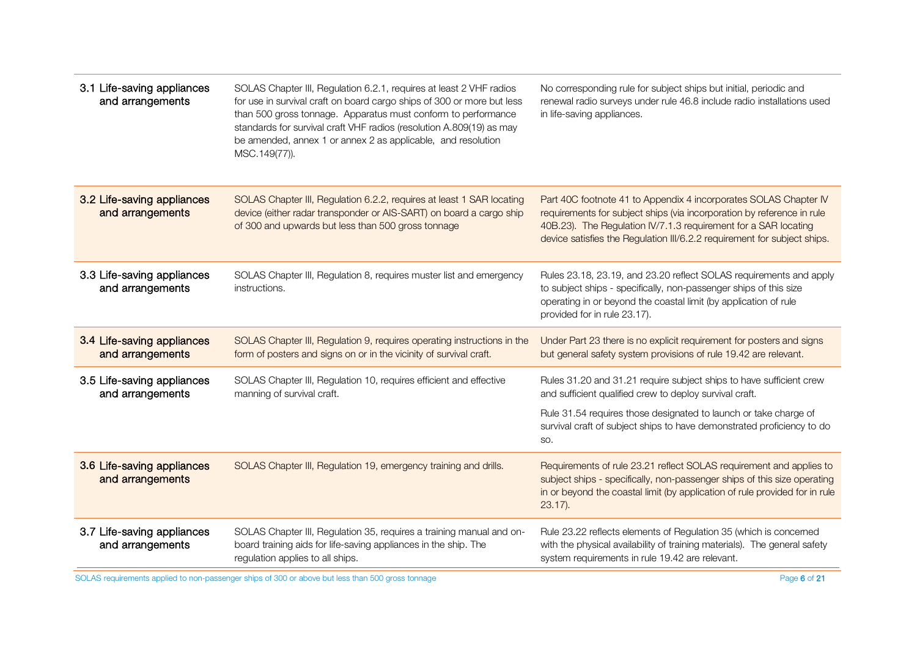| | | |
|---|---|---|
| 3.1 Life-saving appliances and arrangements | SOLAS Chapter III, Regulation 6.2.1, requires at least 2 VHF radios for use in survival craft on board cargo ships of 300 or more but less than 500 gross tonnage. Apparatus must conform to performance standards for survival craft VHF radios (resolution A.809(19) as may be amended, annex 1 or annex 2 as applicable, and resolution MSC.149(77)). | No corresponding rule for subject ships but initial, periodic and renewal radio surveys under rule 46.8 include radio installations used in life-saving appliances. |
| 3.2 Life-saving appliances and arrangements | SOLAS Chapter III, Regulation 6.2.2, requires at least 1 SAR locating device (either radar transponder or AIS-SART) on board a cargo ship of 300 and upwards but less than 500 gross tonnage | Part 40C footnote 41 to Appendix 4 incorporates SOLAS Chapter IV requirements for subject ships (via incorporation by reference in rule 40B.23). The Regulation IV/7.1.3 requirement for a SAR locating device satisfies the Regulation III/6.2.2 requirement for subject ships. |
| 3.3 Life-saving appliances and arrangements | SOLAS Chapter III, Regulation 8, requires muster list and emergency instructions. | Rules 23.18, 23.19, and 23.20 reflect SOLAS requirements and apply to subject ships - specifically, non-passenger ships of this size operating in or beyond the coastal limit (by application of rule provided for in rule 23.17). |
| 3.4 Life-saving appliances and arrangements | SOLAS Chapter III, Regulation 9, requires operating instructions in the form of posters and signs on or in the vicinity of survival craft. | Under Part 23 there is no explicit requirement for posters and signs but general safety system provisions of rule 19.42 are relevant. |
| 3.5 Life-saving appliances and arrangements | SOLAS Chapter III, Regulation 10, requires efficient and effective manning of survival craft. | Rules 31.20 and 31.21 require subject ships to have sufficient crew and sufficient qualified crew to deploy survival craft.<br><br>Rule 31.54 requires those designated to launch or take charge of survival craft of subject ships to have demonstrated proficiency to do so. |
| 3.6 Life-saving appliances and arrangements | SOLAS Chapter III, Regulation 19, emergency training and drills. | Requirements of rule 23.21 reflect SOLAS requirement and applies to subject ships - specifically, non-passenger ships of this size operating in or beyond the coastal limit (by application of rule provided for in rule 23.17). |
| 3.7 Life-saving appliances and arrangements | SOLAS Chapter III, Regulation 35, requires a training manual and on-board training aids for life-saving appliances in the ship. The regulation applies to all ships. | Rule 23.22 reflects elements of Regulation 35 (which is concerned with the physical availability of training materials). The general safety system requirements in rule 19.42 are relevant. |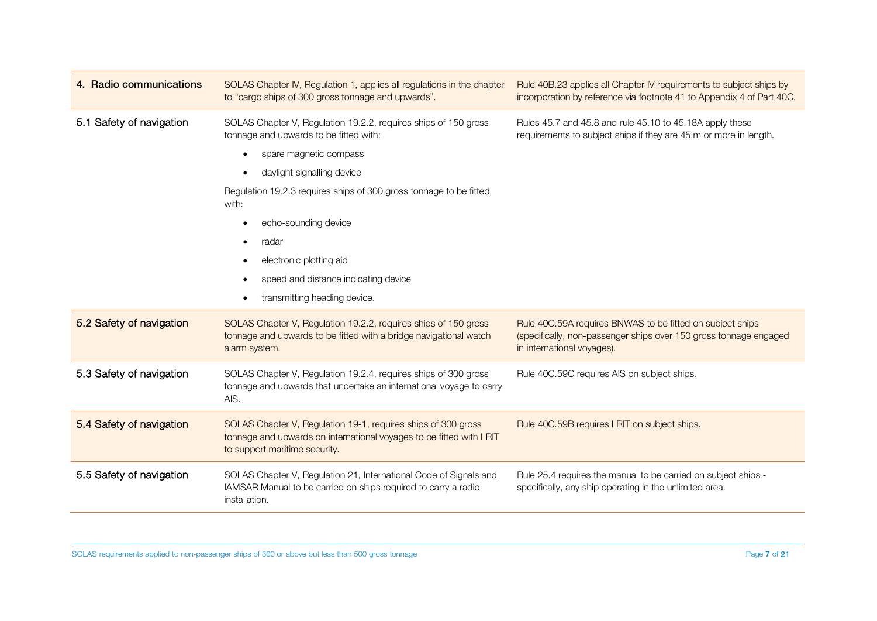| | | |
|---|---|---|
| **4. Radio communications** | SOLAS Chapter IV, Regulation 1, applies all regulations in the chapter to "cargo ships of 300 gross tonnage and upwards". | Rule 40B.23 applies all Chapter IV requirements to subject ships by incorporation by reference via footnote 41 to Appendix 4 of Part 40C. |
| **5.1 Safety of navigation** | SOLAS Chapter V, Regulation 19.2.2, requires ships of 150 gross tonnage and upwards to be fitted with:<br>• spare magnetic compass<br>• daylight signalling device<br>Regulation 19.2.3 requires ships of 300 gross tonnage to be fitted with:<br>• echo-sounding device<br>• radar<br>• electronic plotting aid<br>• speed and distance indicating device<br>• transmitting heading device. | Rules 45.7 and 45.8 and rule 45.10 to 45.18A apply these requirements to subject ships if they are 45 m or more in length. |
| **5.2 Safety of navigation** | SOLAS Chapter V, Regulation 19.2.2, requires ships of 150 gross tonnage and upwards to be fitted with a bridge navigational watch alarm system. | Rule 40C.59A requires BNWAS to be fitted on subject ships (specifically, non-passenger ships over 150 gross tonnage engaged in international voyages). |
| **5.3 Safety of navigation** | SOLAS Chapter V, Regulation 19.2.4, requires ships of 300 gross tonnage and upwards that undertake an international voyage to carry AIS. | Rule 40C.59C requires AIS on subject ships. |
| **5.4 Safety of navigation** | SOLAS Chapter V, Regulation 19-1, requires ships of 300 gross tonnage and upwards on international voyages to be fitted with LRIT to support maritime security. | Rule 40C.59B requires LRIT on subject ships. |
| **5.5 Safety of navigation** | SOLAS Chapter V, Regulation 21, International Code of Signals and IAMSAR Manual to be carried on ships required to carry a radio installation. | Rule 25.4 requires the manual to be carried on subject ships - specifically, any ship operating in the unlimited area. |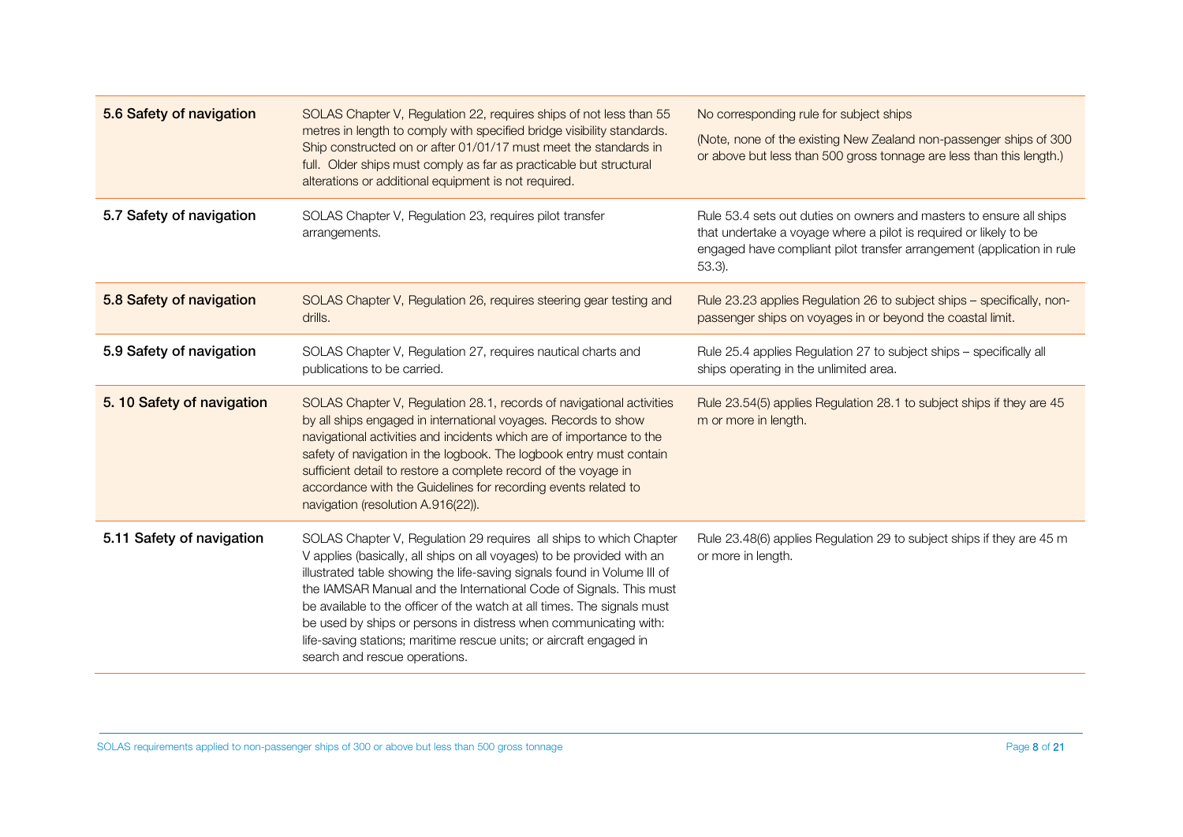| | | |
|---|---|---|
| **5.6 Safety of navigation** | SOLAS Chapter V, Regulation 22, requires ships of not less than 55 metres in length to comply with specified bridge visibility standards. Ship constructed on or after 01/01/17 must meet the standards in full. Older ships must comply as far as practicable but structural alterations or additional equipment is not required. | No corresponding rule for subject ships<br><br>(Note, none of the existing New Zealand non-passenger ships of 300 or above but less than 500 gross tonnage are less than this length.) |
| **5.7 Safety of navigation** | SOLAS Chapter V, Regulation 23, requires pilot transfer arrangements. | Rule 53.4 sets out duties on owners and masters to ensure all ships that undertake a voyage where a pilot is required or likely to be engaged have compliant pilot transfer arrangement (application in rule 53.3). |
| **5.8 Safety of navigation** | SOLAS Chapter V, Regulation 26, requires steering gear testing and drills. | Rule 23.23 applies Regulation 26 to subject ships – specifically, non-passenger ships on voyages in or beyond the coastal limit. |
| **5.9 Safety of navigation** | SOLAS Chapter V, Regulation 27, requires nautical charts and publications to be carried. | Rule 25.4 applies Regulation 27 to subject ships – specifically all ships operating in the unlimited area. |
| **5. 10 Safety of navigation** | SOLAS Chapter V, Regulation 28.1, records of navigational activities by all ships engaged in international voyages. Records to show navigational activities and incidents which are of importance to the safety of navigation in the logbook. The logbook entry must contain sufficient detail to restore a complete record of the voyage in accordance with the Guidelines for recording events related to navigation (resolution A.916(22)). | Rule 23.54(5) applies Regulation 28.1 to subject ships if they are 45 m or more in length. |
| **5.11 Safety of navigation** | SOLAS Chapter V, Regulation 29 requires all ships to which Chapter V applies (basically, all ships on all voyages) to be provided with an illustrated table showing the life-saving signals found in Volume III of the IAMSAR Manual and the International Code of Signals. This must be available to the officer of the watch at all times. The signals must be used by ships or persons in distress when communicating with: life-saving stations; maritime rescue units; or aircraft engaged in search and rescue operations. | Rule 23.48(6) applies Regulation 29 to subject ships if they are 45 m or more in length. |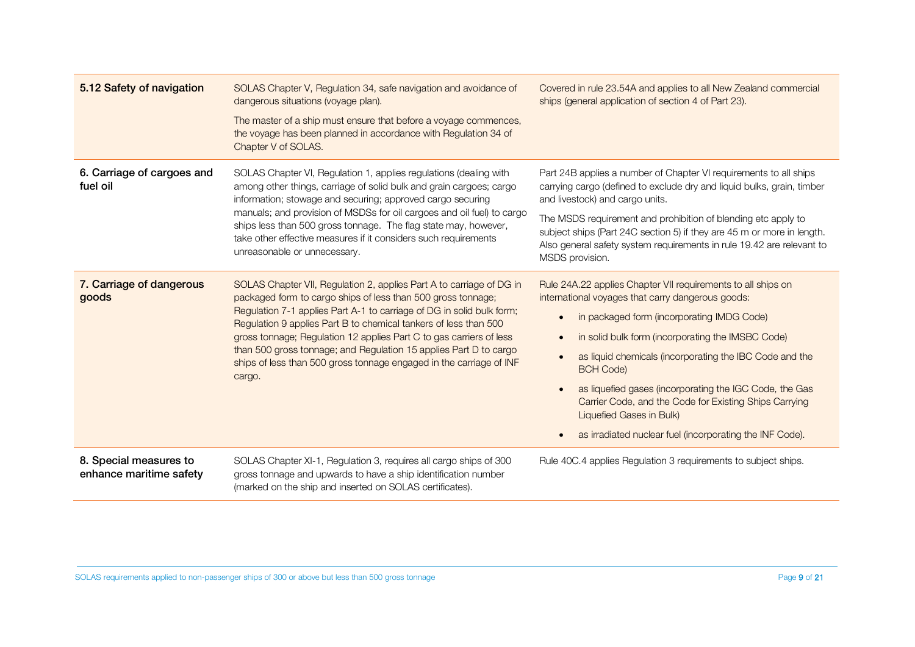| | | |
|---|---|---|
| **5.12 Safety of navigation** | SOLAS Chapter V, Regulation 34, safe navigation and avoidance of dangerous situations (voyage plan).<br><br>The master of a ship must ensure that before a voyage commences, the voyage has been planned in accordance with Regulation 34 of Chapter V of SOLAS. | Covered in rule 23.54A and applies to all New Zealand commercial ships (general application of section 4 of Part 23). |
| **6. Carriage of cargoes and fuel oil** | SOLAS Chapter VI, Regulation 1, applies regulations (dealing with among other things, carriage of solid bulk and grain cargoes; cargo information; stowage and securing; approved cargo securing manuals; and provision of MSDSs for oil cargoes and oil fuel) to cargo ships less than 500 gross tonnage. The flag state may, however, take other effective measures if it considers such requirements unreasonable or unnecessary. | Part 24B applies a number of Chapter VI requirements to all ships carrying cargo (defined to exclude dry and liquid bulks, grain, timber and livestock) and cargo units.<br><br>The MSDS requirement and prohibition of blending etc apply to subject ships (Part 24C section 5) if they are 45 m or more in length. Also general safety system requirements in rule 19.42 are relevant to MSDS provision. |
| **7. Carriage of dangerous goods** | SOLAS Chapter VII, Regulation 2, applies Part A to carriage of DG in packaged form to cargo ships of less than 500 gross tonnage; Regulation 7-1 applies Part A-1 to carriage of DG in solid bulk form; Regulation 9 applies Part B to chemical tankers of less than 500 gross tonnage; Regulation 12 applies Part C to gas carriers of less than 500 gross tonnage; and Regulation 15 applies Part D to cargo ships of less than 500 gross tonnage engaged in the carriage of INF cargo. | Rule 24A.22 applies Chapter VII requirements to all ships on international voyages that carry dangerous goods:<br>• in packaged form (incorporating IMDG Code)<br>• in solid bulk form (incorporating the IMSBC Code)<br>• as liquid chemicals (incorporating the IBC Code and the BCH Code)<br>• as liquefied gases (incorporating the IGC Code, the Gas Carrier Code, and the Code for Existing Ships Carrying Liquefied Gases in Bulk)<br>• as irradiated nuclear fuel (incorporating the INF Code). |
| **8. Special measures to enhance maritime safety** | SOLAS Chapter XI-1, Regulation 3, requires all cargo ships of 300 gross tonnage and upwards to have a ship identification number (marked on the ship and inserted on SOLAS certificates). | Rule 40C.4 applies Regulation 3 requirements to subject ships. |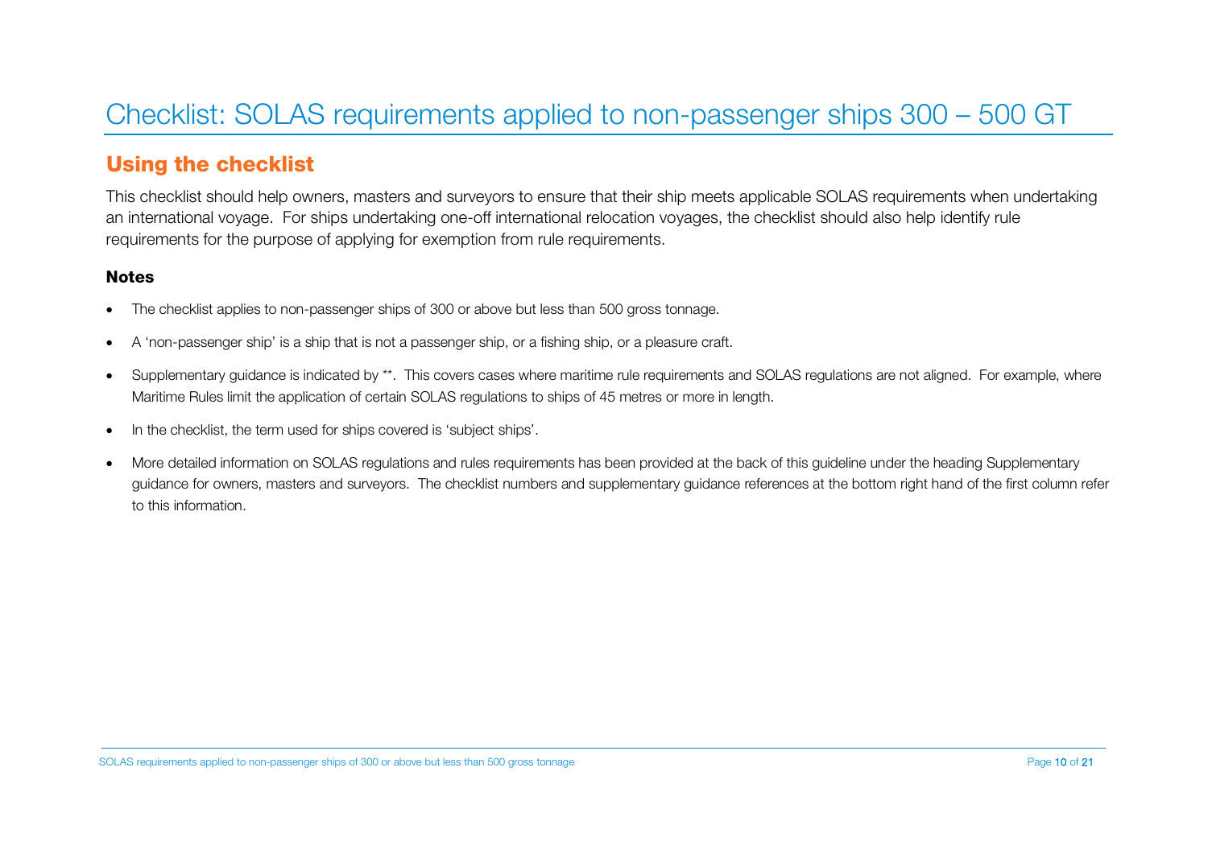# Checklist: SOLAS requirements applied to non-passenger ships 300 – 500 GT

## Using the checklist

This checklist should help owners, masters and surveyors to ensure that their ship meets applicable SOLAS requirements when undertaking an international voyage. For ships undertaking one-off international relocation voyages, the checklist should also help identify rule requirements for the purpose of applying for exemption from rule requirements.

### Notes

- The checklist applies to non-passenger ships of 300 or above but less than 500 gross tonnage.
- A 'non-passenger ship' is a ship that is not a passenger ship, or a fishing ship, or a pleasure craft.
- Supplementary guidance is indicated by **. This covers cases where maritime rule requirements and SOLAS regulations are not aligned. For example, where Maritime Rules limit the application of certain SOLAS regulations to ships of 45 metres or more in length.
- In the checklist, the term used for ships covered is 'subject ships'.
- More detailed information on SOLAS regulations and rules requirements has been provided at the back of this guideline under the heading Supplementary guidance for owners, masters and surveyors. The checklist numbers and supplementary guidance references at the bottom right hand of the first column refer to this information.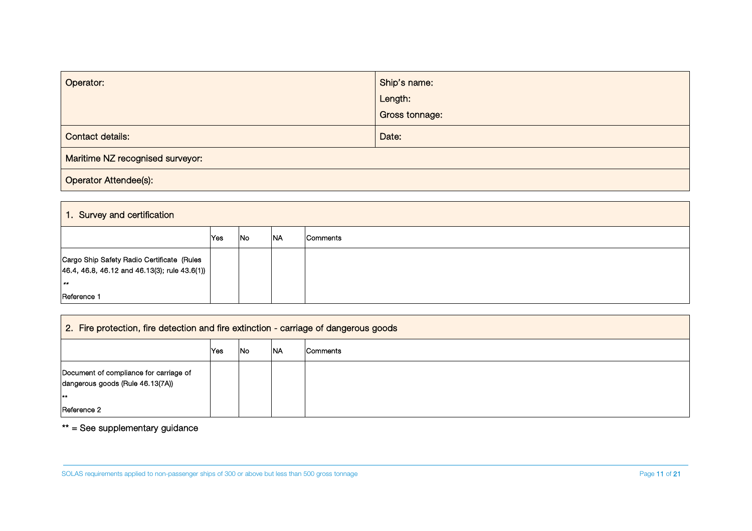| Operator: | Ship's name:<br>Length:<br>Gross tonnage: |
|---|---|
| Contact details: | Date: |
| Maritime NZ recognised surveyor: | |
| Operator Attendee(s): | |

| 1. Survey and certification | | | | |
|---|---|---|---|---|
| | Yes | No | NA | Comments |
| Cargo Ship Safety Radio Certificate (Rules 46.4, 46.8, 46.12 and 46.13(3); rule 43.6(1))<br>**<br>Reference 1 | | | | |

| 2. Fire protection, fire detection and fire extinction - carriage of dangerous goods | | | | |
|---|---|---|---|---|
| | Yes | No | NA | Comments |
| Document of compliance for carriage of dangerous goods (Rule 46.13(7A))<br>**<br>Reference 2 | | | | |

** = See supplementary guidance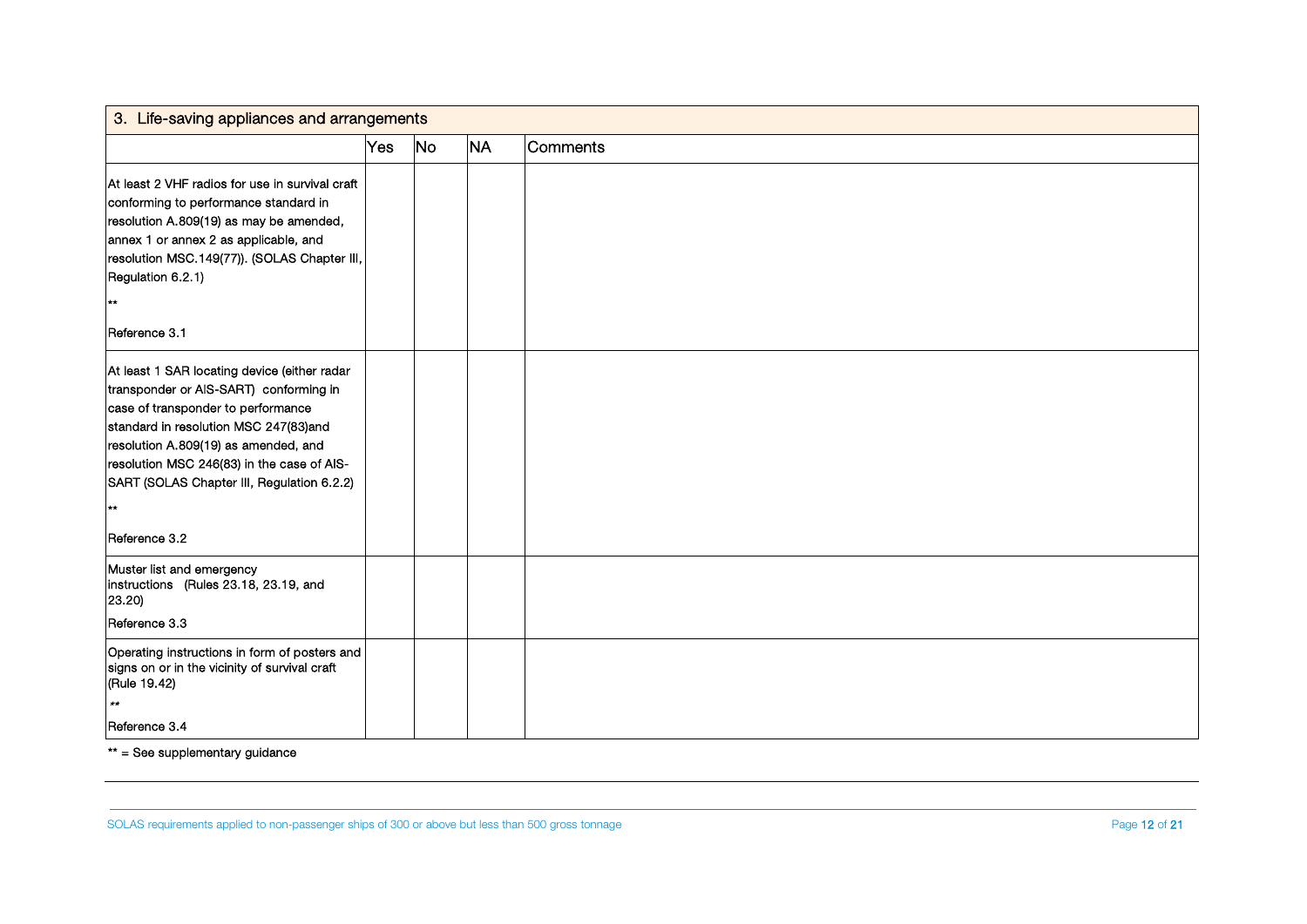| 3. Life-saving appliances and arrangements | | | | |
|---|---|---|---|---|
| | Yes | No | NA | Comments |
| At least 2 VHF radios for use in survival craft conforming to performance standard in resolution A.809(19) as may be amended, annex 1 or annex 2 as applicable, and resolution MSC.149(77)). (SOLAS Chapter III, Regulation 6.2.1)<br><br>**<br><br>Reference 3.1 | | | | |
| At least 1 SAR locating device (either radar transponder or AIS-SART) conforming in case of transponder to performance standard in resolution MSC 247(83)and resolution A.809(19) as amended, and resolution MSC 246(83) in the case of AIS-SART (SOLAS Chapter III, Regulation 6.2.2)<br><br>**<br><br>Reference 3.2 | | | | |
| Muster list and emergency instructions (Rules 23.18, 23.19, and 23.20)<br><br>Reference 3.3 | | | | |
| Operating instructions in form of posters and signs on or in the vicinity of survival craft (Rule 19.42)<br><br>**<br><br>Reference 3.4 | | | | |

** = See supplementary guidance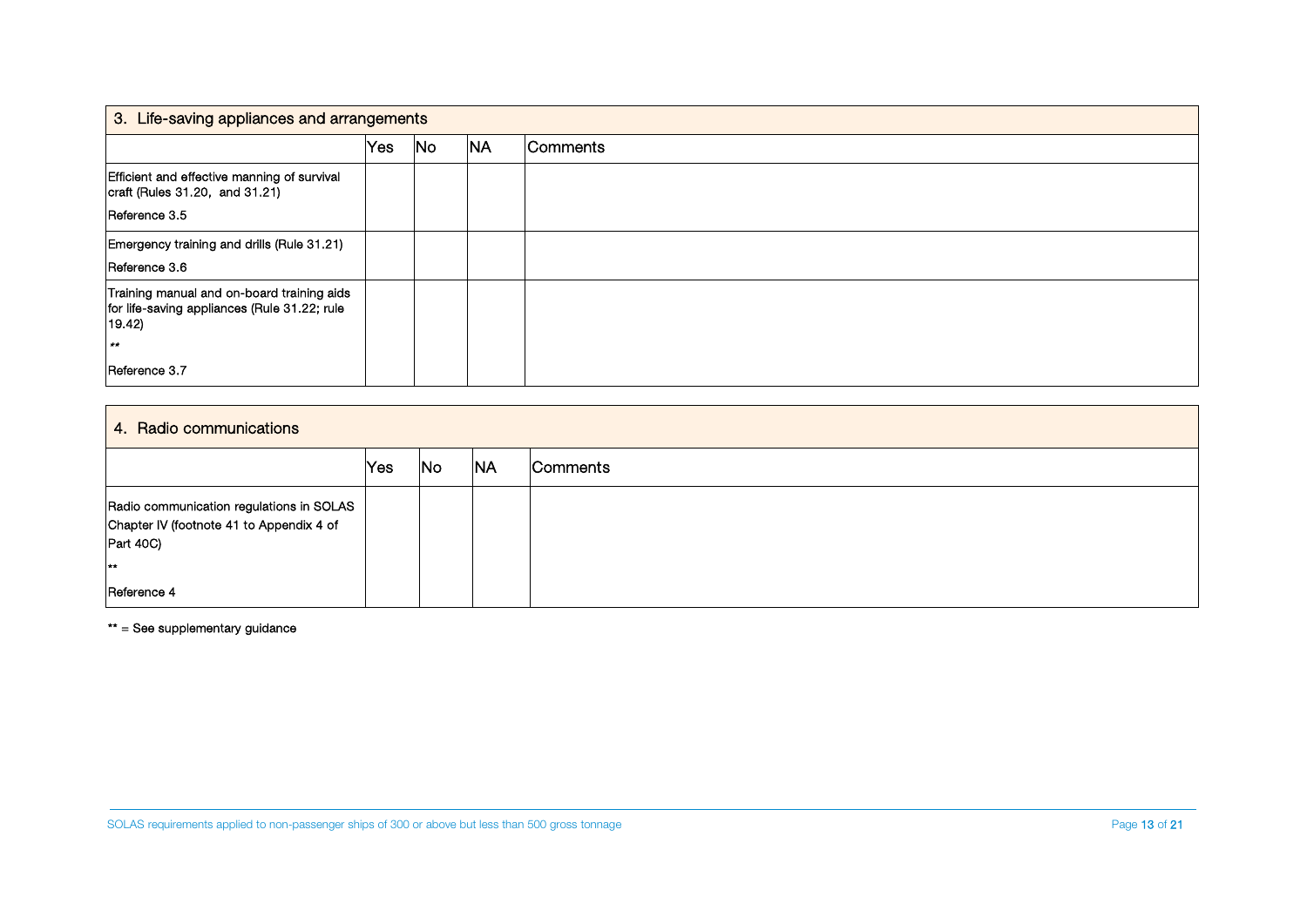| 3. Life-saving appliances and arrangements | | | | |
|---|---|---|---|---|
| | Yes | No | NA | Comments |
| Efficient and effective manning of survival craft (Rules 31.20, and 31.21)<br>Reference 3.5 | | | | |
| Emergency training and drills (Rule 31.21)<br>Reference 3.6 | | | | |
| Training manual and on-board training aids for life-saving appliances (Rule 31.22; rule 19.42)<br>**<br>Reference 3.7 | | | | |

| 4. Radio communications | | | | |
|---|---|---|---|---|
| | Yes | No | NA | Comments |
| Radio communication regulations in SOLAS Chapter IV (footnote 41 to Appendix 4 of Part 40C)<br>**<br>Reference 4 | | | | |

** = See supplementary guidance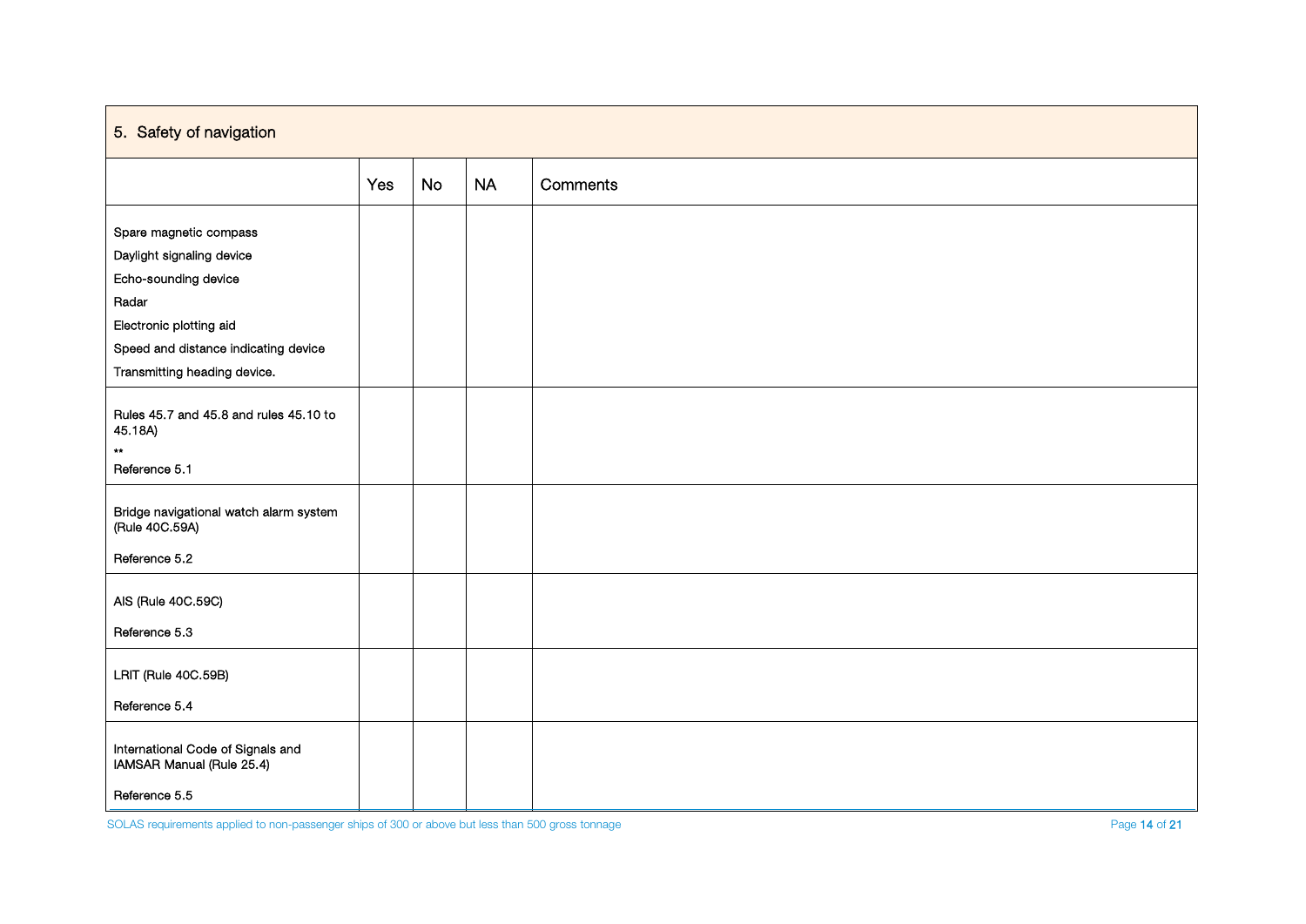## 5. Safety of navigation

| | Yes | No | NA | Comments |
|---|---|---|---|---|
| Spare magnetic compass<br>Daylight signaling device<br>Echo-sounding device<br>Radar<br>Electronic plotting aid<br>Speed and distance indicating device<br>Transmitting heading device. | | | | |
| Rules 45.7 and 45.8 and rules 45.10 to 45.18A)<br>**<br>Reference 5.1 | | | | |
| Bridge navigational watch alarm system (Rule 40C.59A)<br><br>Reference 5.2 | | | | |
| AIS (Rule 40C.59C)<br><br>Reference 5.3 | | | | |
| LRIT (Rule 40C.59B)<br><br>Reference 5.4 | | | | |
| International Code of Signals and IAMSAR Manual (Rule 25.4)<br><br>Reference 5.5 | | | | |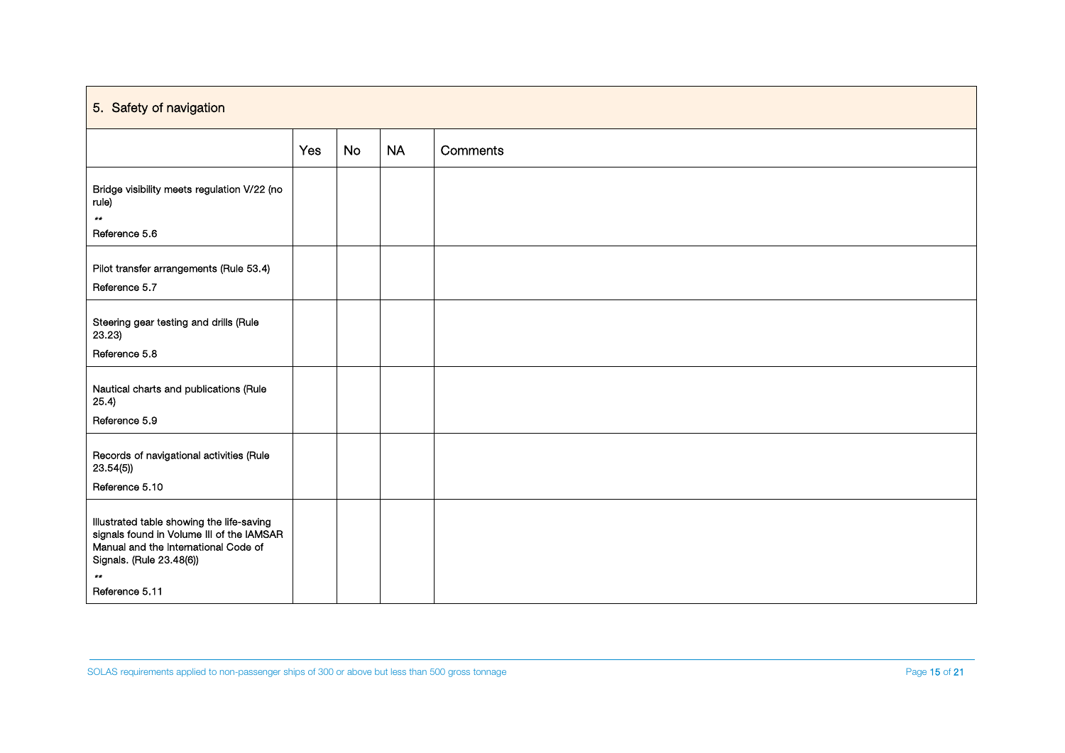| 5. Safety of navigation | | | | |
|---|---|---|---|---|
| | Yes | No | NA | Comments |
| Bridge visibility meets regulation V/22 (no rule) ** Reference 5.6 | | | | |
| Pilot transfer arrangements (Rule 53.4) Reference 5.7 | | | | |
| Steering gear testing and drills (Rule 23.23) Reference 5.8 | | | | |
| Nautical charts and publications (Rule 25.4) Reference 5.9 | | | | |
| Records of navigational activities (Rule 23.54(5)) Reference 5.10 | | | | |
| Illustrated table showing the life-saving signals found in Volume III of the IAMSAR Manual and the International Code of Signals. (Rule 23.48(6)) ** Reference 5.11 | | | | |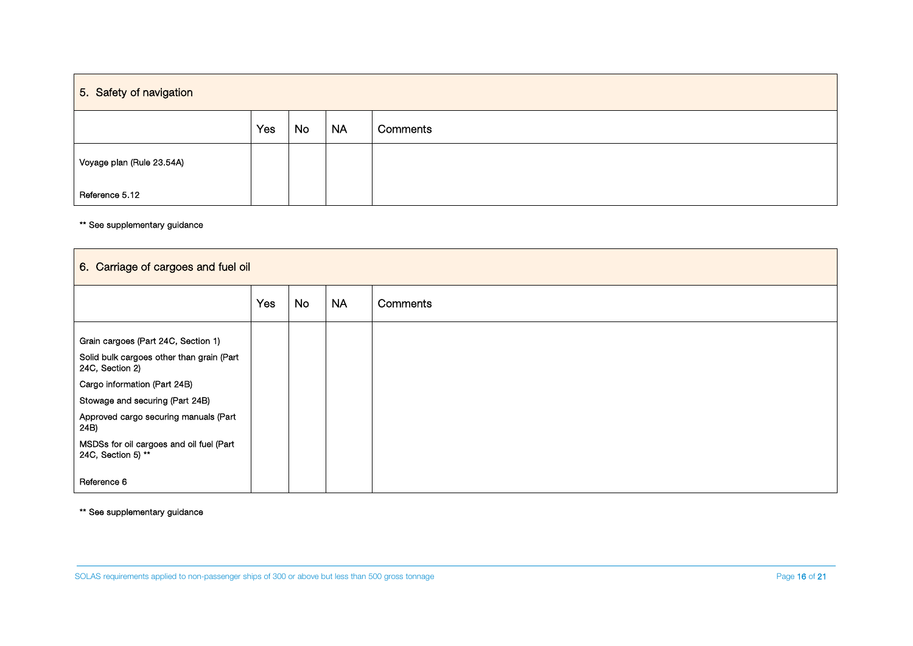| 5. Safety of navigation | | | | |
|---|---|---|---|---|
| | Yes | No | NA | Comments |
| Voyage plan (Rule 23.54A)<br><br>Reference 5.12 | | | | |

** See supplementary guidance

| 6. Carriage of cargoes and fuel oil | | | | |
|---|---|---|---|---|
| | Yes | No | NA | Comments |
| Grain cargoes (Part 24C, Section 1)<br>Solid bulk cargoes other than grain (Part 24C, Section 2)<br>Cargo information (Part 24B)<br>Stowage and securing (Part 24B)<br>Approved cargo securing manuals (Part 24B)<br>MSDSs for oil cargoes and oil fuel (Part 24C, Section 5) **<br><br>Reference 6 | | | | |

** See supplementary guidance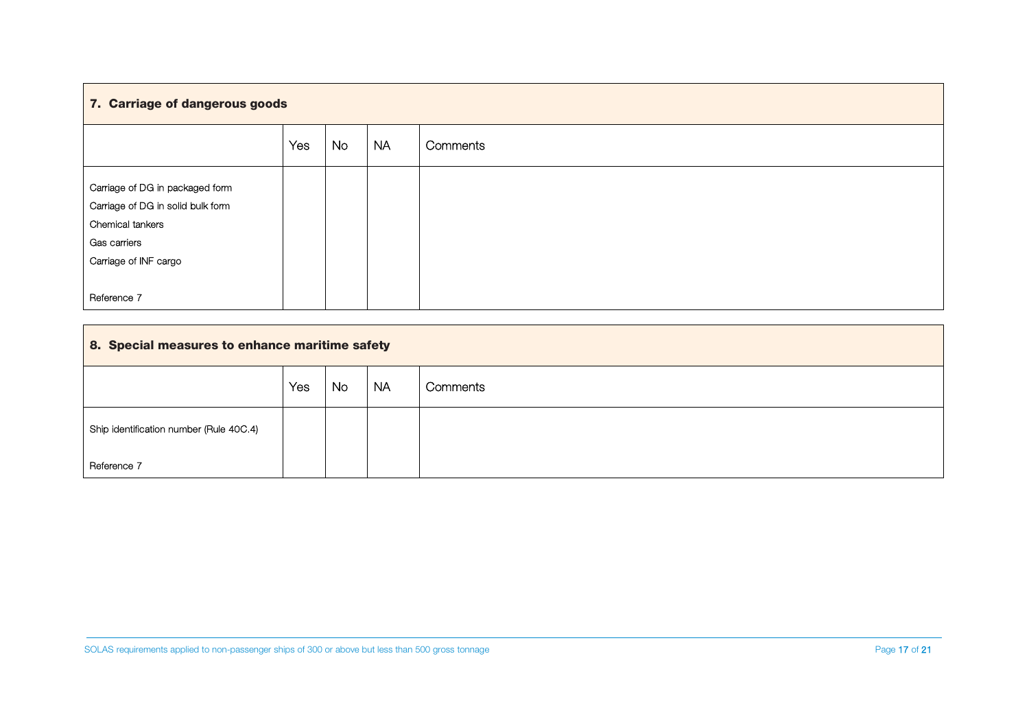## 7. Carriage of dangerous goods

| | Yes | No | NA | Comments |
|---|---|---|---|---|
| Carriage of DG in packaged form<br>Carriage of DG in solid bulk form<br>Chemical tankers<br>Gas carriers<br>Carriage of INF cargo<br><br>Reference 7 | | | | |

## 8. Special measures to enhance maritime safety

| | Yes | No | NA | Comments |
|---|---|---|---|---|
| Ship identification number (Rule 40C.4)<br><br>Reference 7 | | | | |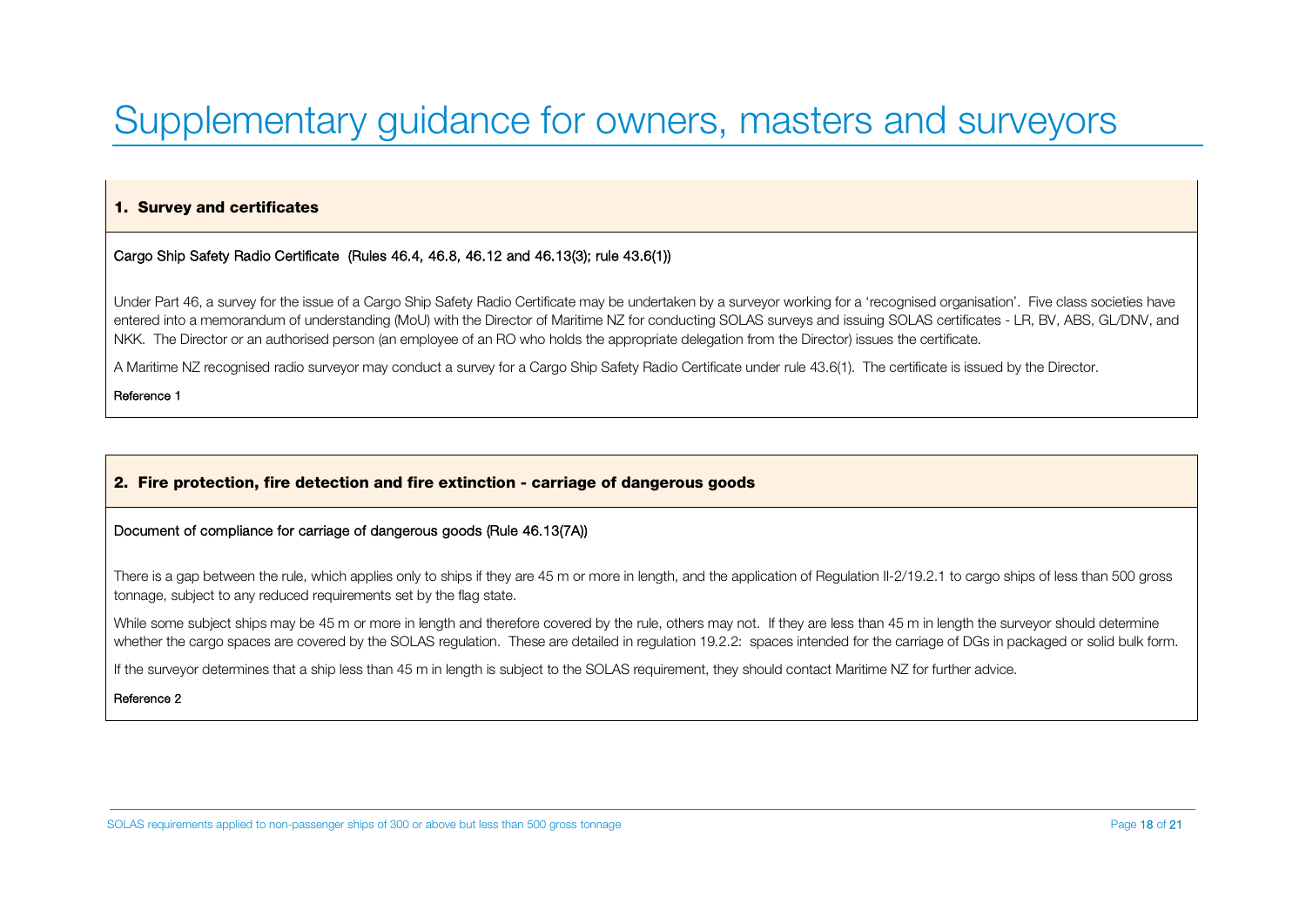# Supplementary guidance for owners, masters and surveyors

## 1. Survey and certificates

**Cargo Ship Safety Radio Certificate (Rules 46.4, 46.8, 46.12 and 46.13(3); rule 43.6(1))**

Under Part 46, a survey for the issue of a Cargo Ship Safety Radio Certificate may be undertaken by a surveyor working for a 'recognised organisation'. Five class societies have entered into a memorandum of understanding (MoU) with the Director of Maritime NZ for conducting SOLAS surveys and issuing SOLAS certificates - LR, BV, ABS, GL/DNV, and NKK. The Director or an authorised person (an employee of an RO who holds the appropriate delegation from the Director) issues the certificate.

A Maritime NZ recognised radio surveyor may conduct a survey for a Cargo Ship Safety Radio Certificate under rule 43.6(1). The certificate is issued by the Director.

Reference 1

## 2. Fire protection, fire detection and fire extinction - carriage of dangerous goods

**Document of compliance for carriage of dangerous goods (Rule 46.13(7A))**

There is a gap between the rule, which applies only to ships if they are 45 m or more in length, and the application of Regulation II-2/19.2.1 to cargo ships of less than 500 gross tonnage, subject to any reduced requirements set by the flag state.

While some subject ships may be 45 m or more in length and therefore covered by the rule, others may not. If they are less than 45 m in length the surveyor should determine whether the cargo spaces are covered by the SOLAS regulation. These are detailed in regulation 19.2.2: spaces intended for the carriage of DGs in packaged or solid bulk form.

If the surveyor determines that a ship less than 45 m in length is subject to the SOLAS requirement, they should contact Maritime NZ for further advice.

Reference 2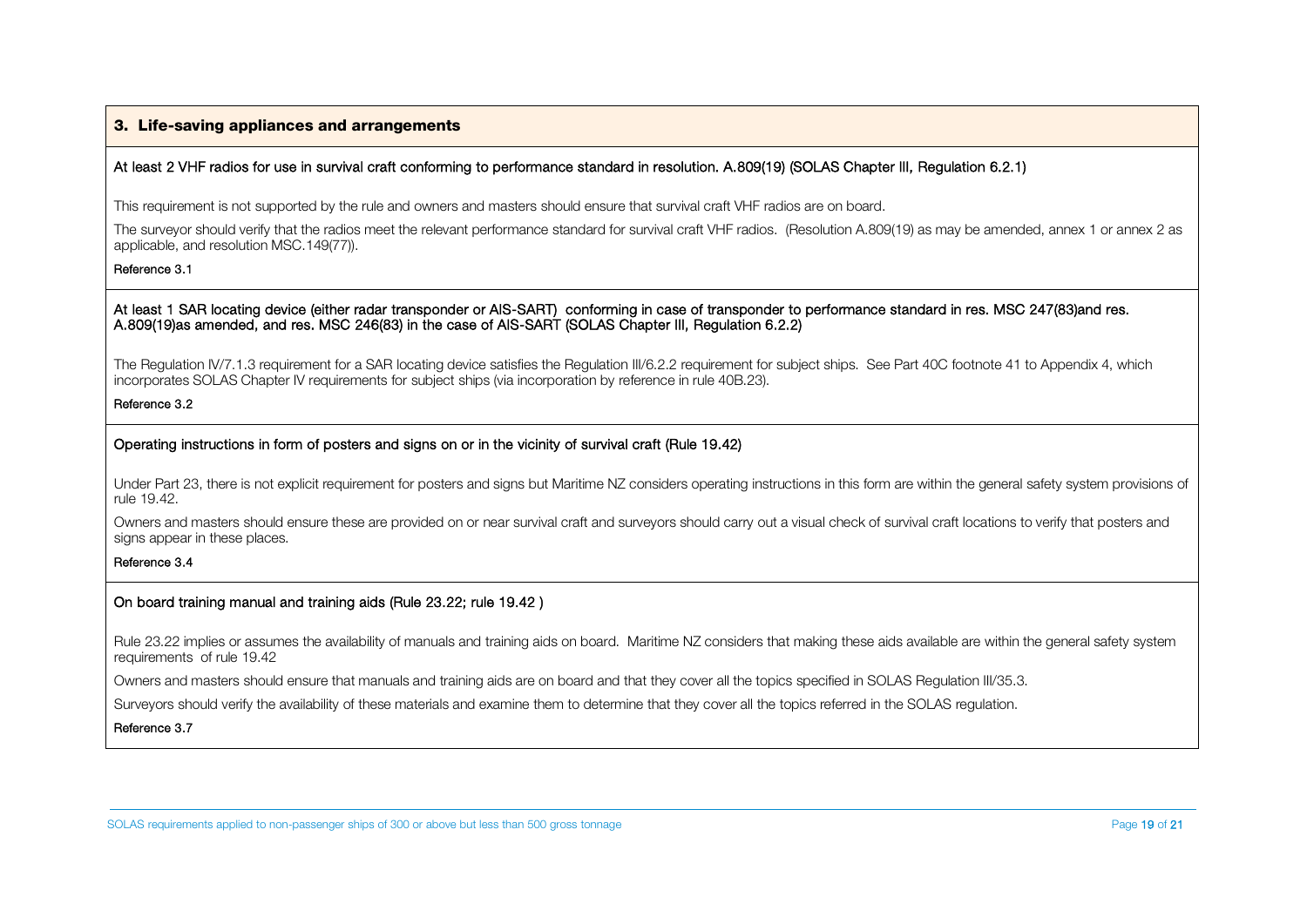## 3. Life-saving appliances and arrangements

**At least 2 VHF radios for use in survival craft conforming to performance standard in resolution. A.809(19) (SOLAS Chapter III, Regulation 6.2.1)**

This requirement is not supported by the rule and owners and masters should ensure that survival craft VHF radios are on board.

The surveyor should verify that the radios meet the relevant performance standard for survival craft VHF radios. (Resolution A.809(19) as may be amended, annex 1 or annex 2 as applicable, and resolution MSC.149(77)).

**Reference 3.1**

**At least 1 SAR locating device (either radar transponder or AIS-SART) conforming in case of transponder to performance standard in res. MSC 247(83)and res. A.809(19)as amended, and res. MSC 246(83) in the case of AIS-SART (SOLAS Chapter III, Regulation 6.2.2)**

The Regulation IV/7.1.3 requirement for a SAR locating device satisfies the Regulation III/6.2.2 requirement for subject ships. See Part 40C footnote 41 to Appendix 4, which incorporates SOLAS Chapter IV requirements for subject ships (via incorporation by reference in rule 40B.23).

**Reference 3.2**

**Operating instructions in form of posters and signs on or in the vicinity of survival craft (Rule 19.42)**

Under Part 23, there is not explicit requirement for posters and signs but Maritime NZ considers operating instructions in this form are within the general safety system provisions of rule 19.42.

Owners and masters should ensure these are provided on or near survival craft and surveyors should carry out a visual check of survival craft locations to verify that posters and signs appear in these places.

**Reference 3.4**

**On board training manual and training aids (Rule 23.22; rule 19.42 )**

Rule 23.22 implies or assumes the availability of manuals and training aids on board. Maritime NZ considers that making these aids available are within the general safety system requirements of rule 19.42

Owners and masters should ensure that manuals and training aids are on board and that they cover all the topics specified in SOLAS Regulation III/35.3.

Surveyors should verify the availability of these materials and examine them to determine that they cover all the topics referred in the SOLAS regulation.

**Reference 3.7**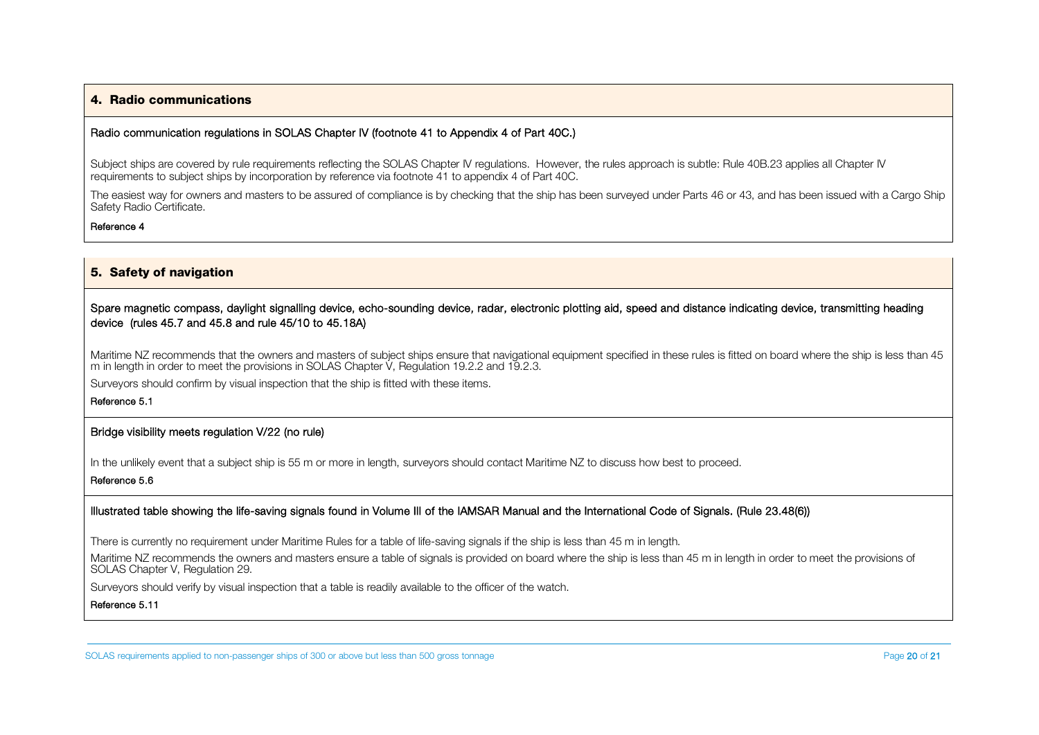## 4. Radio communications

**Radio communication regulations in SOLAS Chapter IV (footnote 41 to Appendix 4 of Part 40C.)**

Subject ships are covered by rule requirements reflecting the SOLAS Chapter IV regulations. However, the rules approach is subtle: Rule 40B.23 applies all Chapter IV requirements to subject ships by incorporation by reference via footnote 41 to appendix 4 of Part 40C.

The easiest way for owners and masters to be assured of compliance is by checking that the ship has been surveyed under Parts 46 or 43, and has been issued with a Cargo Ship Safety Radio Certificate.

Reference 4

## 5. Safety of navigation

**Spare magnetic compass, daylight signalling device, echo-sounding device, radar, electronic plotting aid, speed and distance indicating device, transmitting heading device (rules 45.7 and 45.8 and rule 45/10 to 45.18A)**

Maritime NZ recommends that the owners and masters of subject ships ensure that navigational equipment specified in these rules is fitted on board where the ship is less than 45 m in length in order to meet the provisions in SOLAS Chapter V, Regulation 19.2.2 and 19.2.3.

Surveyors should confirm by visual inspection that the ship is fitted with these items.

Reference 5.1

**Bridge visibility meets regulation V/22 (no rule)**

In the unlikely event that a subject ship is 55 m or more in length, surveyors should contact Maritime NZ to discuss how best to proceed.

Reference 5.6

**Illustrated table showing the life-saving signals found in Volume III of the IAMSAR Manual and the International Code of Signals. (Rule 23.48(6))**

There is currently no requirement under Maritime Rules for a table of life-saving signals if the ship is less than 45 m in length.

Maritime NZ recommends the owners and masters ensure a table of signals is provided on board where the ship is less than 45 m in length in order to meet the provisions of SOLAS Chapter V, Regulation 29.

Surveyors should verify by visual inspection that a table is readily available to the officer of the watch.

Reference 5.11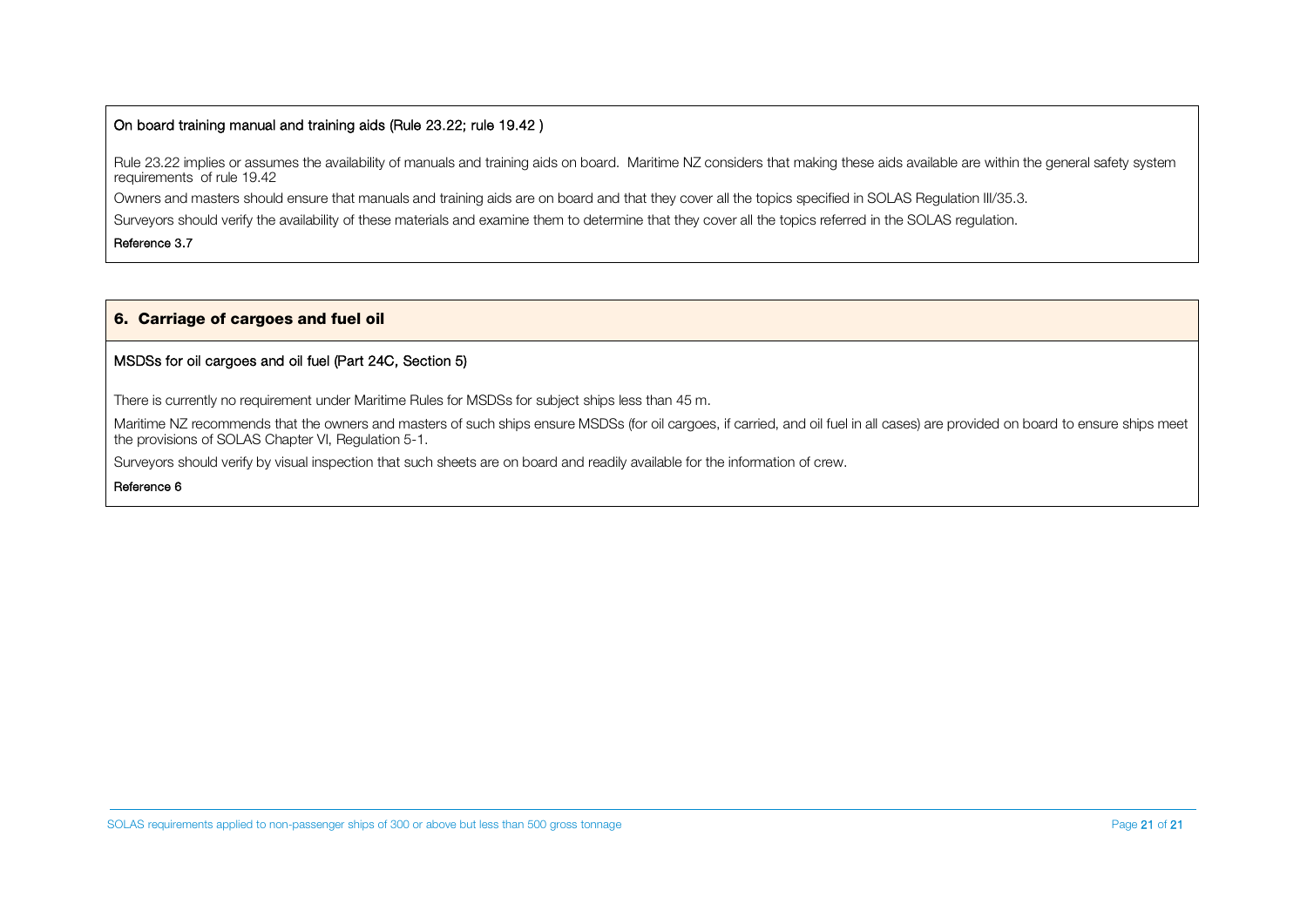**On board training manual and training aids (Rule 23.22; rule 19.42 )**

Rule 23.22 implies or assumes the availability of manuals and training aids on board. Maritime NZ considers that making these aids available are within the general safety system requirements of rule 19.42

Owners and masters should ensure that manuals and training aids are on board and that they cover all the topics specified in SOLAS Regulation III/35.3.

Surveyors should verify the availability of these materials and examine them to determine that they cover all the topics referred in the SOLAS regulation.

**Reference 3.7**

## 6. Carriage of cargoes and fuel oil

**MSDSs for oil cargoes and oil fuel (Part 24C, Section 5)**

There is currently no requirement under Maritime Rules for MSDSs for subject ships less than 45 m.

Maritime NZ recommends that the owners and masters of such ships ensure MSDSs (for oil cargoes, if carried, and oil fuel in all cases) are provided on board to ensure ships meet the provisions of SOLAS Chapter VI, Regulation 5-1.

Surveyors should verify by visual inspection that such sheets are on board and readily available for the information of crew.

**Reference 6**